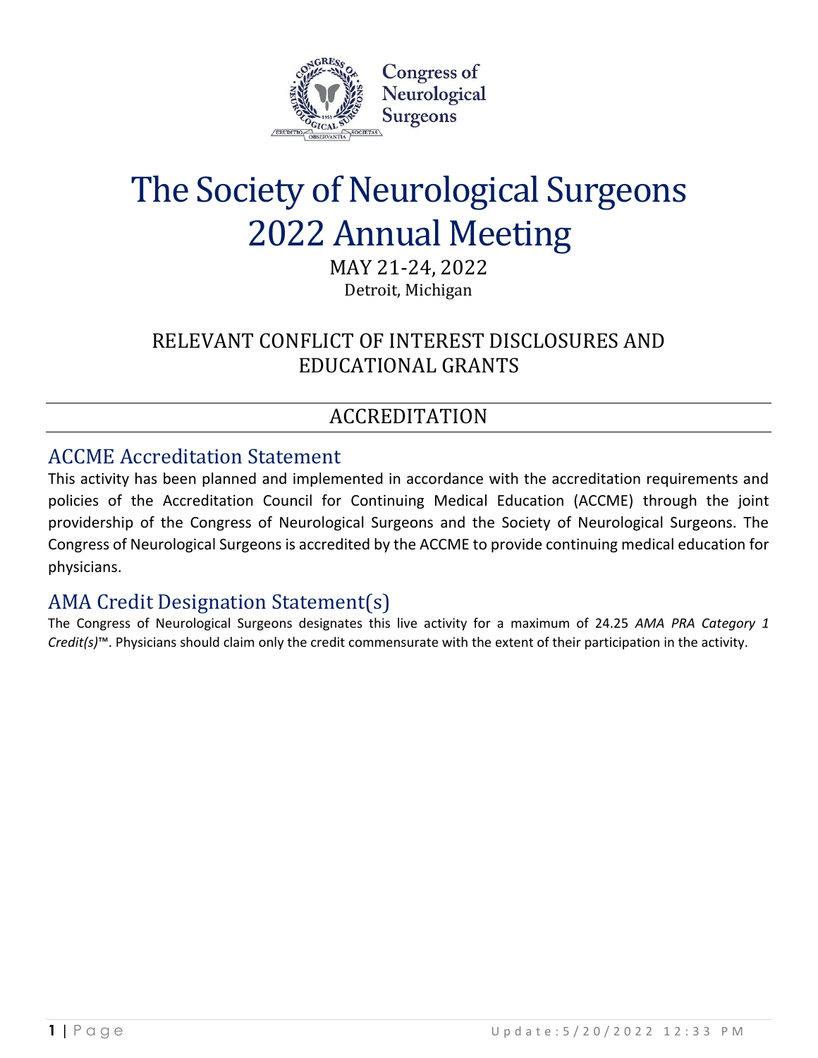Congress of Neurological Surgeons

# The Society of Neurological Surgeons 2022 Annual Meeting

MAY 21-24, 2022

Detroit, Michigan

## RELEVANT CONFLICT OF INTEREST DISCLOSURES AND EDUCATIONAL GRANTS

## ACCREDITATION

### ACCME Accreditation Statement

This activity has been planned and implemented in accordance with the accreditation requirements and policies of the Accreditation Council for Continuing Medical Education (ACCME) through the joint providership of the Congress of Neurological Surgeons and the Society of Neurological Surgeons. The Congress of Neurological Surgeons is accredited by the ACCME to provide continuing medical education for physicians.

### AMA Credit Designation Statement(s)

The Congress of Neurological Surgeons designates this live activity for a maximum of 24.25 *AMA PRA Category 1 Credit(s)*™. Physicians should claim only the credit commensurate with the extent of their participation in the activity.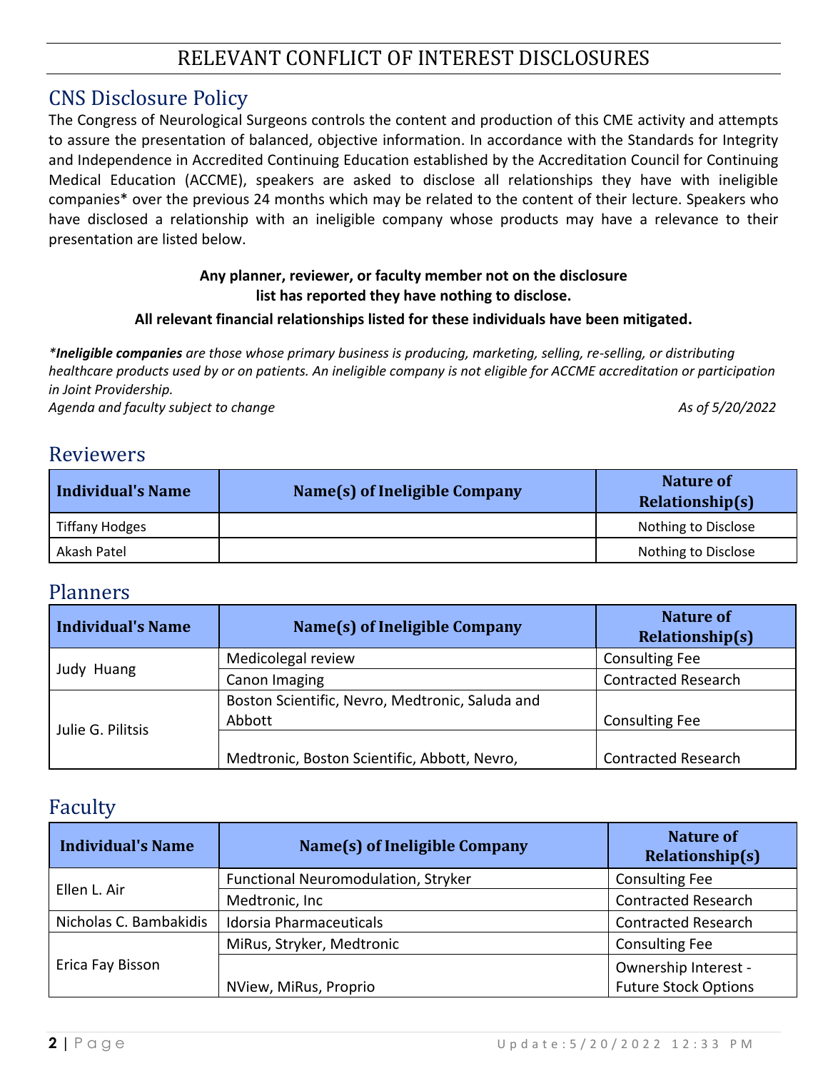# RELEVANT CONFLICT OF INTEREST DISCLOSURES

## CNS Disclosure Policy

The Congress of Neurological Surgeons controls the content and production of this CME activity and attempts to assure the presentation of balanced, objective information. In accordance with the Standards for Integrity and Independence in Accredited Continuing Education established by the Accreditation Council for Continuing Medical Education (ACCME), speakers are asked to disclose all relationships they have with ineligible companies* over the previous 24 months which may be related to the content of their lecture. Speakers who have disclosed a relationship with an ineligible company whose products may have a relevance to their presentation are listed below.

**Any planner, reviewer, or faculty member not on the disclosure list has reported they have nothing to disclose.**

**All relevant financial relationships listed for these individuals have been mitigated.**

**Ineligible companies* are those whose primary business is producing, marketing, selling, re-selling, or distributing healthcare products used by or on patients. An ineligible company is not eligible for ACCME accreditation or participation in Joint Providership.*

*Agenda and faculty subject to change* *As of 5/20/2022*

## Reviewers

| Individual's Name | Name(s) of Ineligible Company | Nature of Relationship(s) |
|---|---|---|
| Tiffany Hodges | | Nothing to Disclose |
| Akash Patel | | Nothing to Disclose |

## Planners

| Individual's Name | Name(s) of Ineligible Company | Nature of Relationship(s) |
|---|---|---|
| Judy Huang | Medicolegal review | Consulting Fee |
| | Canon Imaging | Contracted Research |
| Julie G. Pilitsis | Boston Scientific, Nevro, Medtronic, Saluda and Abbott | Consulting Fee |
| | Medtronic, Boston Scientific, Abbott, Nevro, | Contracted Research |

## Faculty

| Individual's Name | Name(s) of Ineligible Company | Nature of Relationship(s) |
|---|---|---|
| Ellen L. Air | Functional Neuromodulation, Stryker | Consulting Fee |
| | Medtronic, Inc | Contracted Research |
| Nicholas C. Bambakidis | Idorsia Pharmaceuticals | Contracted Research |
| Erica Fay Bisson | MiRus, Stryker, Medtronic | Consulting Fee |
| | NView, MiRus, Proprio | Ownership Interest - Future Stock Options |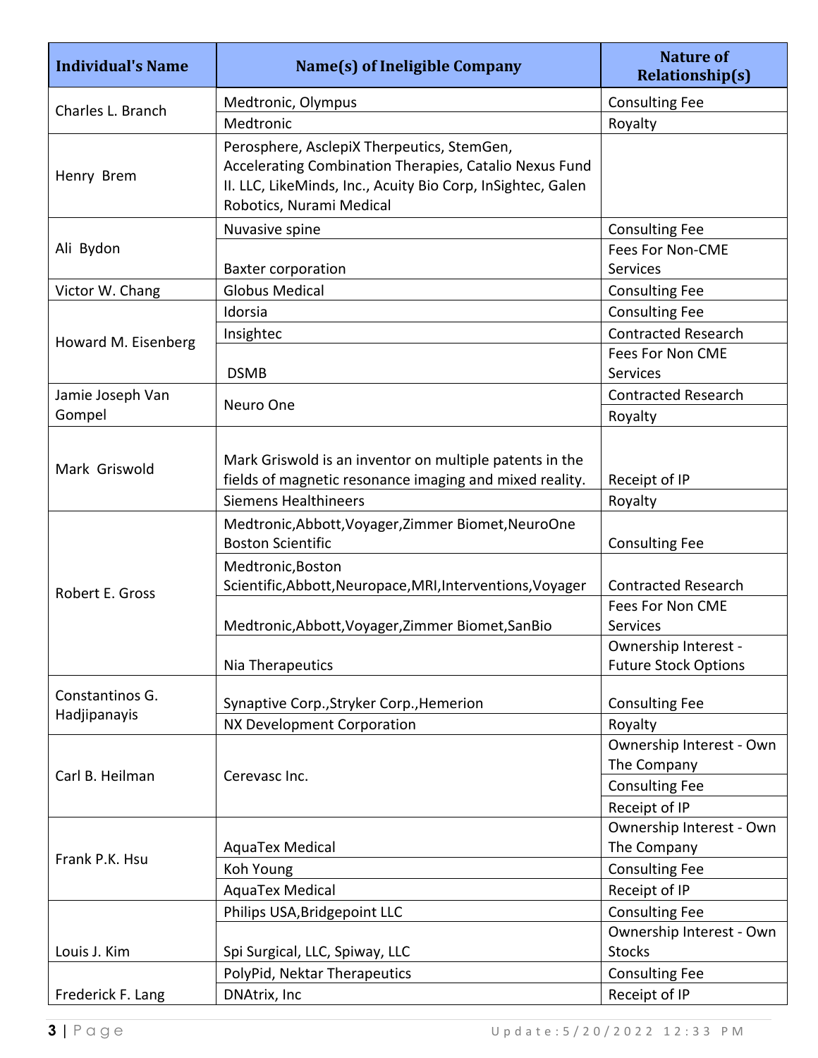| Individual's Name | Name(s) of Ineligible Company | Nature of Relationship(s) |
|---|---|---|
| Charles L. Branch | Medtronic, Olympus | Consulting Fee |
| | Medtronic | Royalty |
| Henry Brem | Perosphere, AsclepiX Therpeutics, StemGen, Accelerating Combination Therapies, Catalio Nexus Fund II. LLC, LikeMinds, Inc., Acuity Bio Corp, InSightec, Galen Robotics, Nurami Medical | |
| Ali Bydon | Nuvasive spine | Consulting Fee |
| | Baxter corporation | Fees For Non-CME Services |
| Victor W. Chang | Globus Medical | Consulting Fee |
| Howard M. Eisenberg | Idorsia | Consulting Fee |
| | Insightec | Contracted Research |
| | DSMB | Fees For Non CME Services |
| Jamie Joseph Van Gompel | Neuro One | Contracted Research |
| | | Royalty |
| Mark Griswold | Mark Griswold is an inventor on multiple patents in the fields of magnetic resonance imaging and mixed reality. | Receipt of IP |
| | Siemens Healthineers | Royalty |
| Robert E. Gross | Medtronic,Abbott,Voyager,Zimmer Biomet,NeuroOne Boston Scientific | Consulting Fee |
| | Medtronic,Boston Scientific,Abbott,Neuropace,MRI,Interventions,Voyager | Contracted Research |
| | Medtronic,Abbott,Voyager,Zimmer Biomet,SanBio | Fees For Non CME Services |
| | Nia Therapeutics | Ownership Interest - Future Stock Options |
| Constantinos G. Hadjipanayis | Synaptive Corp.,Stryker Corp.,Hemerion | Consulting Fee |
| | NX Development Corporation | Royalty |
| Carl B. Heilman | Cerevasc Inc. | Ownership Interest - Own The Company |
| | | Consulting Fee |
| | | Receipt of IP |
| Frank P.K. Hsu | AquaTex Medical | Ownership Interest - Own The Company |
| | Koh Young | Consulting Fee |
| | AquaTex Medical | Receipt of IP |
| Louis J. Kim | Philips USA,Bridgepoint LLC | Consulting Fee |
| | Spi Surgical, LLC, Spiway, LLC | Ownership Interest - Own Stocks |
| Frederick F. Lang | PolyPid, Nektar Therapeutics | Consulting Fee |
| | DNAtrix, Inc | Receipt of IP |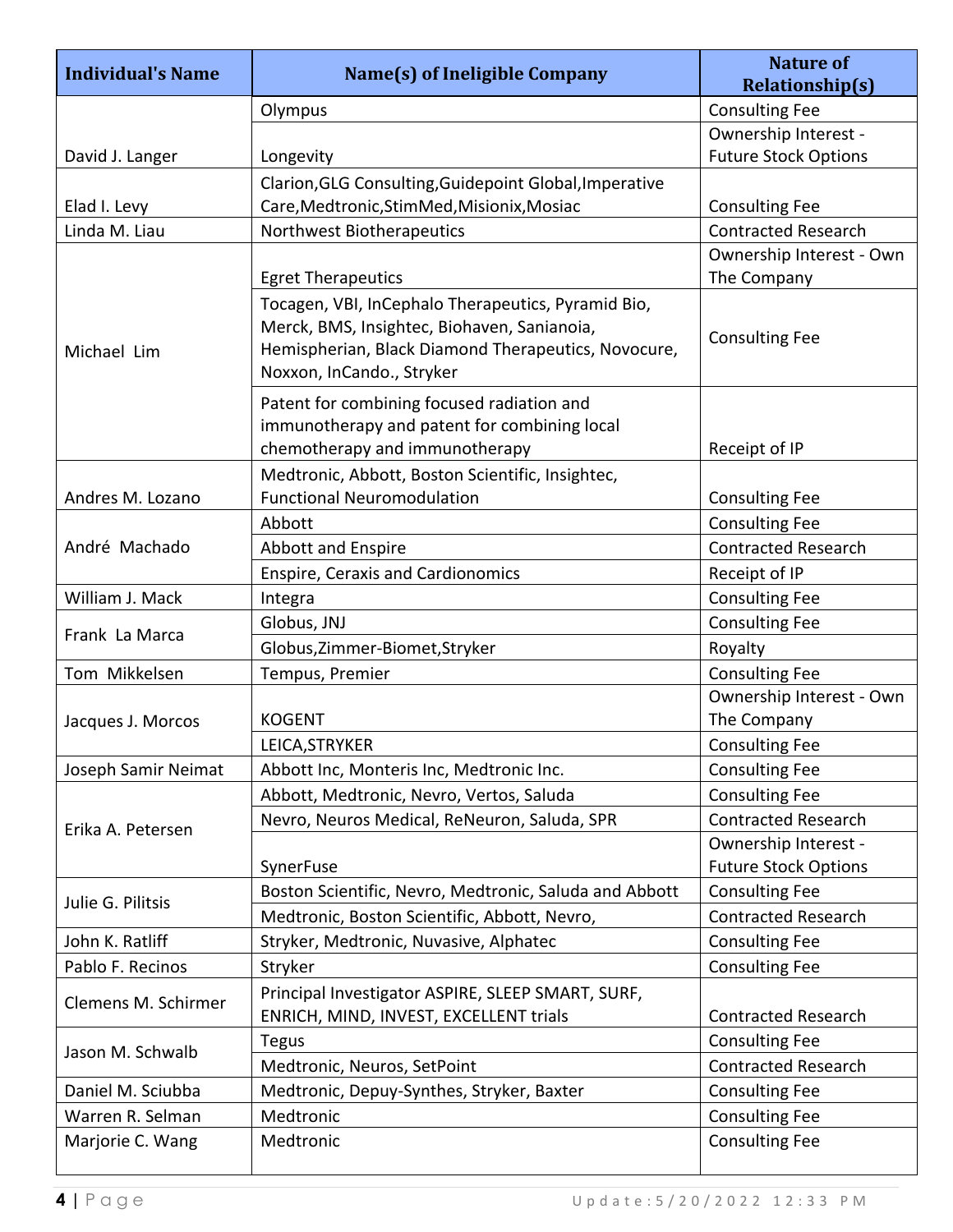| Individual's Name | Name(s) of Ineligible Company | Nature of Relationship(s) |
| --- | --- | --- |
| David J. Langer | Olympus | Consulting Fee |
| | Longevity | Ownership Interest - Future Stock Options |
| Elad I. Levy | Clarion,GLG Consulting,Guidepoint Global,Imperative Care,Medtronic,StimMed,Misionix,Mosiac | Consulting Fee |
| Linda M. Liau | Northwest Biotherapeutics | Contracted Research |
| Michael Lim | Egret Therapeutics | Ownership Interest - Own The Company |
| | Tocagen, VBI, InCephalo Therapeutics, Pyramid Bio, Merck, BMS, Insightec, Biohaven, Sanianoia, Hemispherian, Black Diamond Therapeutics, Novocure, Noxxon, InCando., Stryker | Consulting Fee |
| | Patent for combining focused radiation and immunotherapy and patent for combining local chemotherapy and immunotherapy | Receipt of IP |
| Andres M. Lozano | Medtronic, Abbott, Boston Scientific, Insightec, Functional Neuromodulation | Consulting Fee |
| André Machado | Abbott | Consulting Fee |
| | Abbott and Enspire | Contracted Research |
| | Enspire, Ceraxis and Cardionomics | Receipt of IP |
| William J. Mack | Integra | Consulting Fee |
| Frank La Marca | Globus, JNJ | Consulting Fee |
| | Globus,Zimmer-Biomet,Stryker | Royalty |
| Tom Mikkelsen | Tempus, Premier | Consulting Fee |
| Jacques J. Morcos | KOGENT | Ownership Interest - Own The Company |
| | LEICA,STRYKER | Consulting Fee |
| Joseph Samir Neimat | Abbott Inc, Monteris Inc, Medtronic Inc. | Consulting Fee |
| Erika A. Petersen | Abbott, Medtronic, Nevro, Vertos, Saluda | Consulting Fee |
| | Nevro, Neuros Medical, ReNeuron, Saluda, SPR | Contracted Research |
| | SynerFuse | Ownership Interest - Future Stock Options |
| Julie G. Pilitsis | Boston Scientific, Nevro, Medtronic, Saluda and Abbott | Consulting Fee |
| | Medtronic, Boston Scientific, Abbott, Nevro, | Contracted Research |
| John K. Ratliff | Stryker, Medtronic, Nuvasive, Alphatec | Consulting Fee |
| Pablo F. Recinos | Stryker | Consulting Fee |
| Clemens M. Schirmer | Principal Investigator ASPIRE, SLEEP SMART, SURF, ENRICH, MIND, INVEST, EXCELLENT trials | Contracted Research |
| Jason M. Schwalb | Tegus | Consulting Fee |
| | Medtronic, Neuros, SetPoint | Contracted Research |
| Daniel M. Sciubba | Medtronic, Depuy-Synthes, Stryker, Baxter | Consulting Fee |
| Warren R. Selman | Medtronic | Consulting Fee |
| Marjorie C. Wang | Medtronic | Consulting Fee |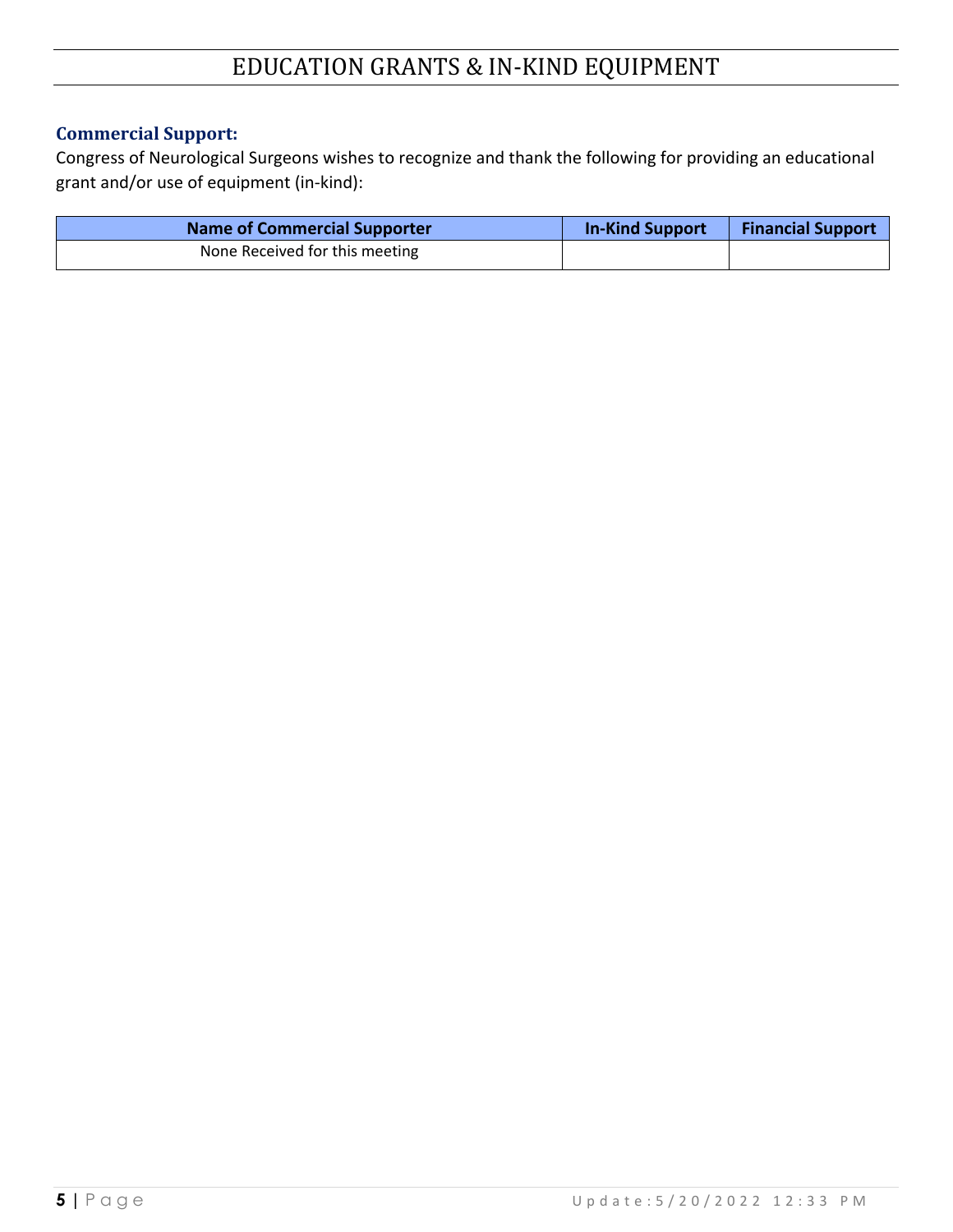# EDUCATION GRANTS & IN-KIND EQUIPMENT

### Commercial Support:

Congress of Neurological Surgeons wishes to recognize and thank the following for providing an educational grant and/or use of equipment (in-kind):

| Name of Commercial Supporter | In-Kind Support | Financial Support |
|---|---|---|
| None Received for this meeting | | |